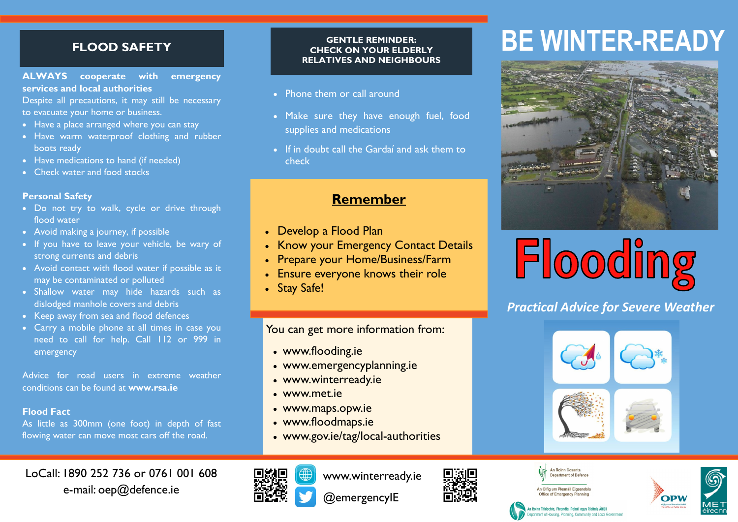## FLOOD SAFETY

**ALWAYS cooperate with emergency services and local authorities**

Despite all precautions, it may still be necessary to evacuate your home or business.

- Have a place arranged where you can stay
- Have warm waterproof clothing and rubber boots ready
- Have medications to hand (if needed)
- Check water and food stocks

**Personal Safety**

- Do not try to walk, cycle or drive through flood water
- Avoid making a journey, if possible
- If you have to leave your vehicle, be wary of strong currents and debris
- Avoid contact with flood water if possible as it may be contaminated or polluted
- Shallow water may hide hazards such as dislodged manhole covers and debris
- Keep away from sea and flood defences
- Carry a mobile phone at all times in case you need to call for help. Call 112 or 999 in emergency

Advice for road users in extreme weather conditions can be found at **www.rsa.ie**

**Flood Fact**

As little as 300mm (one foot) in depth of fast flowing water can move most cars off the road.

## GENTLE REMINDER: CHECK ON YOUR ELDERLY RELATIVES AND NEIGHBOURS

- Phone them or call around
- Make sure they have enough fuel, food supplies and medications
- If in doubt call the Gardaí and ask them to check

## Remember

- Develop a Flood Plan
- Know your Emergency Contact Details
- Prepare your Home/Business/Farm
- Ensure everyone knows their role
- Stay Safe!

You can get more information from:

- www.flooding.ie
- www.emergencyplanning.ie
- www.winterready.ie
- www.met.ie
- www.maps.opw.ie
- www.floodmaps.ie
- www.gov.ie/tag/local-authorities

# BE WINTER-READY

# Flooding

***Practical Advice for Severe Weather***

LoCall: 1890 252 736 or 0761 001 608

e-mail: oep@defence.ie

www.winterready.ie

@emergencyIE

An Roinn Cosanta
Department of Defence

An Oifig um Pleanáil Éigeandála
Office of Emergency Planning

An Roinn Tithíochta, Pleanála, Pobail agus Rialtais Áitiúil
Department of Housing, Planning, Community and Local Government

OPW

MET éireann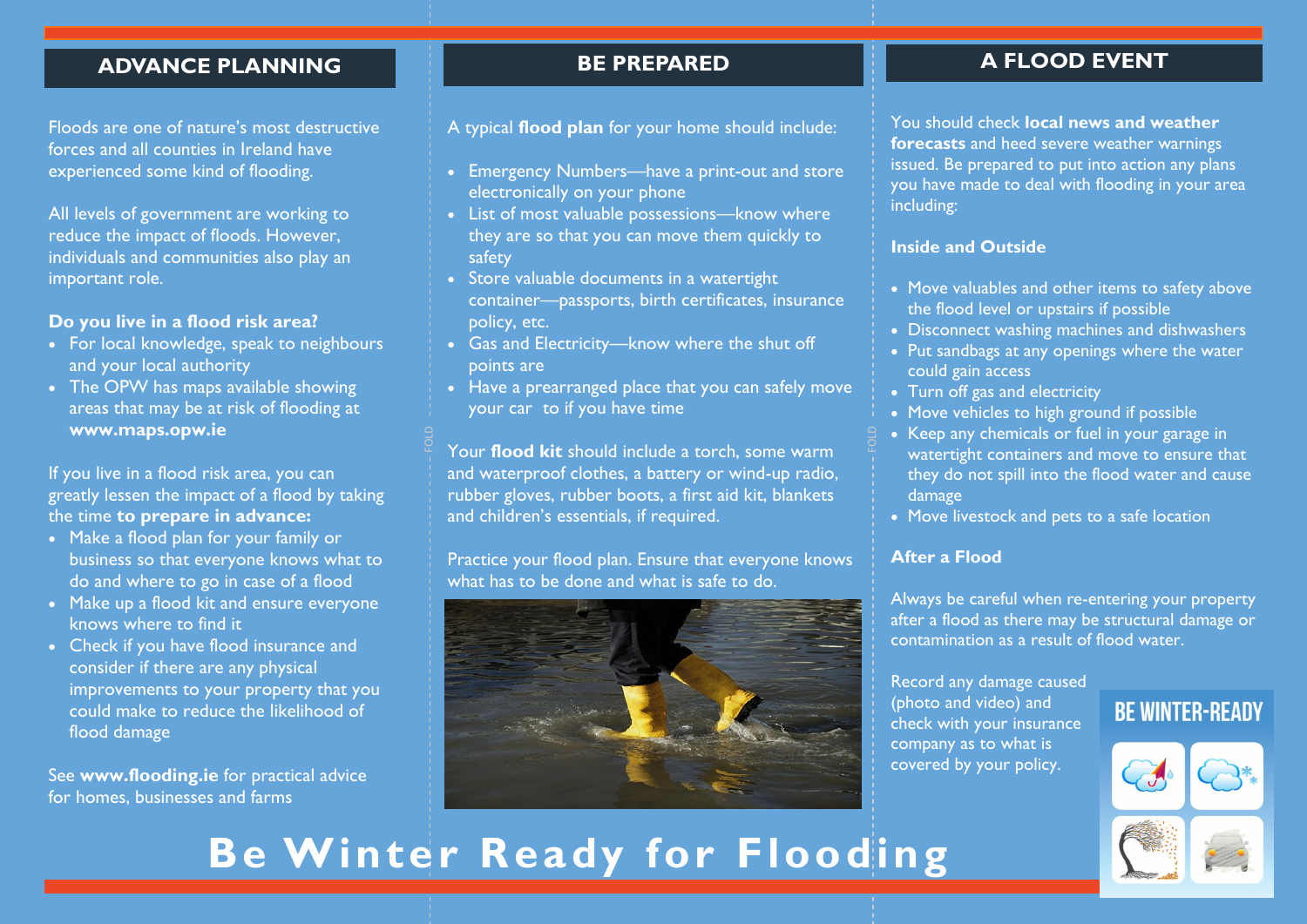## ADVANCE PLANNING

Floods are one of nature's most destructive forces and all counties in Ireland have experienced some kind of flooding.

All levels of government are working to reduce the impact of floods. However, individuals and communities also play an important role.

**Do you live in a flood risk area?**

- For local knowledge, speak to neighbours and your local authority
- The OPW has maps available showing areas that may be at risk of flooding at **www.maps.opw.ie**

If you live in a flood risk area, you can greatly lessen the impact of a flood by taking the time **to prepare in advance:**

- Make a flood plan for your family or business so that everyone knows what to do and where to go in case of a flood
- Make up a flood kit and ensure everyone knows where to find it
- Check if you have flood insurance and consider if there are any physical improvements to your property that you could make to reduce the likelihood of flood damage

See **www.flooding.ie** for practical advice for homes, businesses and farms

## BE PREPARED

A typical **flood plan** for your home should include:

- Emergency Numbers—have a print-out and store electronically on your phone
- List of most valuable possessions—know where they are so that you can move them quickly to safety
- Store valuable documents in a watertight container—passports, birth certificates, insurance policy, etc.
- Gas and Electricity—know where the shut off points are
- Have a prearranged place that you can safely move your car to if you have time

Your **flood kit** should include a torch, some warm and waterproof clothes, a battery or wind-up radio, rubber gloves, rubber boots, a first aid kit, blankets and children's essentials, if required.

Practice your flood plan. Ensure that everyone knows what has to be done and what is safe to do.

## A FLOOD EVENT

You should check **local news and weather forecasts** and heed severe weather warnings issued. Be prepared to put into action any plans you have made to deal with flooding in your area including:

**Inside and Outside**

- Move valuables and other items to safety above the flood level or upstairs if possible
- Disconnect washing machines and dishwashers
- Put sandbags at any openings where the water could gain access
- Turn off gas and electricity
- Move vehicles to high ground if possible
- Keep any chemicals or fuel in your garage in watertight containers and move to ensure that they do not spill into the flood water and cause damage
- Move livestock and pets to a safe location

**After a Flood**

Always be careful when re-entering your property after a flood as there may be structural damage or contamination as a result of flood water.

Record any damage caused (photo and video) and check with your insurance company as to what is covered by your policy.

BE WINTER-READY

# Be Winter Ready for Flooding